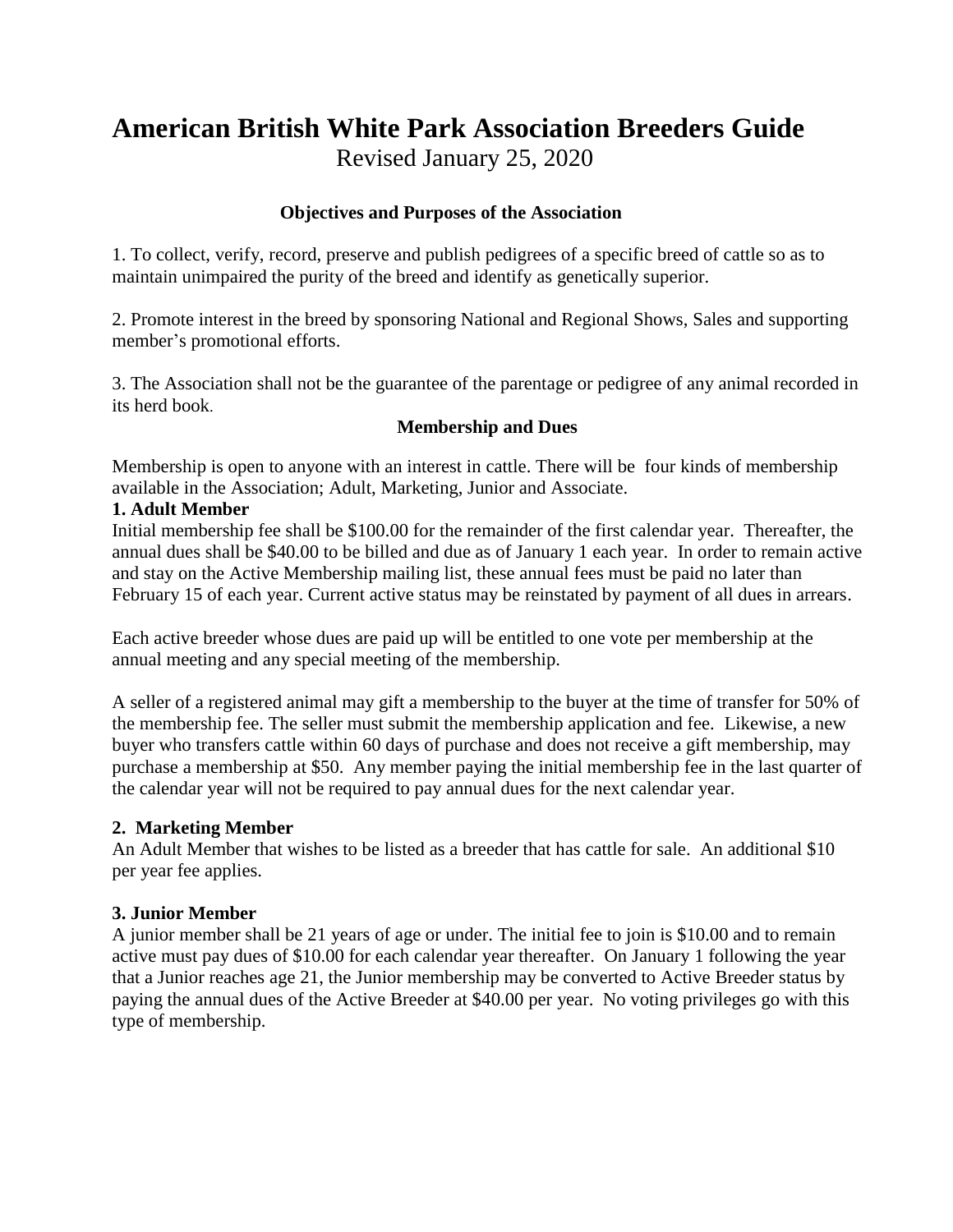# American British White Park Association Breeders Guide

Revised January 25, 2020

### Objectives and Purposes of the Association

1. To collect, verify, record, preserve and publish pedigrees of a specific breed of cattle so as to maintain unimpaired the purity of the breed and identify as genetically superior.

2. Promote interest in the breed by sponsoring National and Regional Shows, Sales and supporting member's promotional efforts.

3. The Association shall not be the guarantee of the parentage or pedigree of any animal recorded in its herd book.

### Membership and Dues

Membership is open to anyone with an interest in cattle. There will be four kinds of membership available in the Association; Adult, Marketing, Junior and Associate.

**1. Adult Member**

Initial membership fee shall be $100.00 for the remainder of the first calendar year. Thereafter, the annual dues shall be $40.00 to be billed and due as of January 1 each year. In order to remain active and stay on the Active Membership mailing list, these annual fees must be paid no later than February 15 of each year. Current active status may be reinstated by payment of all dues in arrears.

Each active breeder whose dues are paid up will be entitled to one vote per membership at the annual meeting and any special meeting of the membership.

A seller of a registered animal may gift a membership to the buyer at the time of transfer for 50% of the membership fee. The seller must submit the membership application and fee. Likewise, a new buyer who transfers cattle within 60 days of purchase and does not receive a gift membership, may purchase a membership at $50. Any member paying the initial membership fee in the last quarter of the calendar year will not be required to pay annual dues for the next calendar year.

**2. Marketing Member**

An Adult Member that wishes to be listed as a breeder that has cattle for sale. An additional $10 per year fee applies.

**3. Junior Member**

A junior member shall be 21 years of age or under. The initial fee to join is $10.00 and to remain active must pay dues of $10.00 for each calendar year thereafter. On January 1 following the year that a Junior reaches age 21, the Junior membership may be converted to Active Breeder status by paying the annual dues of the Active Breeder at $40.00 per year. No voting privileges go with this type of membership.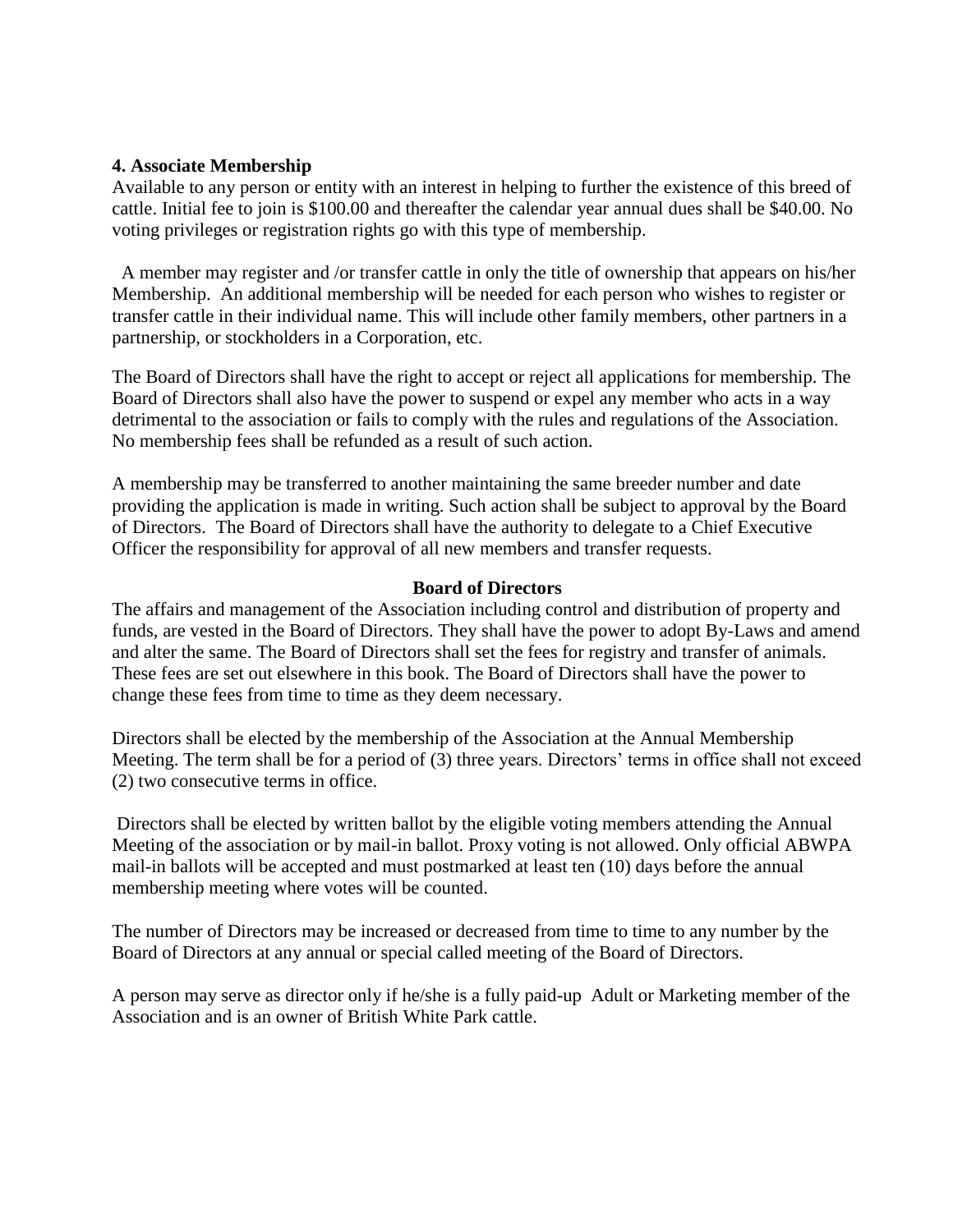**4. Associate Membership**

Available to any person or entity with an interest in helping to further the existence of this breed of cattle. Initial fee to join is $100.00 and thereafter the calendar year annual dues shall be $40.00. No voting privileges or registration rights go with this type of membership.

A member may register and /or transfer cattle in only the title of ownership that appears on his/her Membership. An additional membership will be needed for each person who wishes to register or transfer cattle in their individual name. This will include other family members, other partners in a partnership, or stockholders in a Corporation, etc.

The Board of Directors shall have the right to accept or reject all applications for membership. The Board of Directors shall also have the power to suspend or expel any member who acts in a way detrimental to the association or fails to comply with the rules and regulations of the Association. No membership fees shall be refunded as a result of such action.

A membership may be transferred to another maintaining the same breeder number and date providing the application is made in writing. Such action shall be subject to approval by the Board of Directors. The Board of Directors shall have the authority to delegate to a Chief Executive Officer the responsibility for approval of all new members and transfer requests.

## Board of Directors

The affairs and management of the Association including control and distribution of property and funds, are vested in the Board of Directors. They shall have the power to adopt By-Laws and amend and alter the same. The Board of Directors shall set the fees for registry and transfer of animals. These fees are set out elsewhere in this book. The Board of Directors shall have the power to change these fees from time to time as they deem necessary.

Directors shall be elected by the membership of the Association at the Annual Membership Meeting. The term shall be for a period of (3) three years. Directors' terms in office shall not exceed (2) two consecutive terms in office.

Directors shall be elected by written ballot by the eligible voting members attending the Annual Meeting of the association or by mail-in ballot. Proxy voting is not allowed. Only official ABWPA mail-in ballots will be accepted and must postmarked at least ten (10) days before the annual membership meeting where votes will be counted.

The number of Directors may be increased or decreased from time to time to any number by the Board of Directors at any annual or special called meeting of the Board of Directors.

A person may serve as director only if he/she is a fully paid-up Adult or Marketing member of the Association and is an owner of British White Park cattle.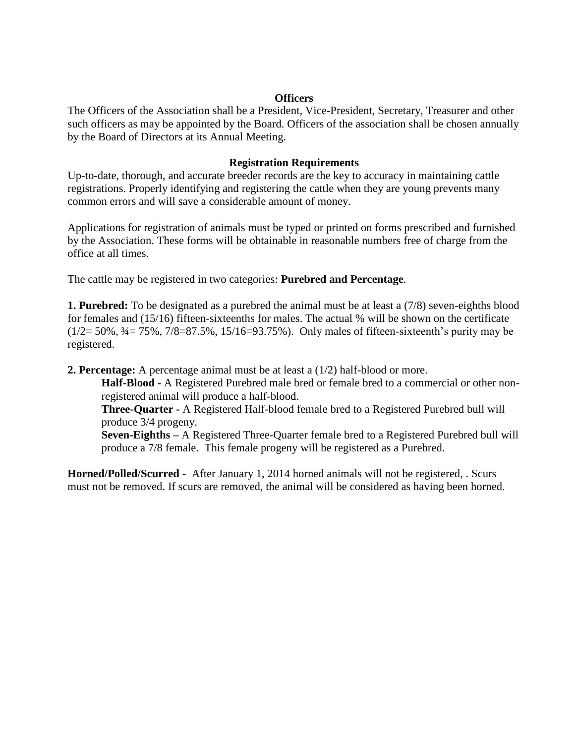## Officers

The Officers of the Association shall be a President, Vice-President, Secretary, Treasurer and other such officers as may be appointed by the Board. Officers of the association shall be chosen annually by the Board of Directors at its Annual Meeting.

## Registration Requirements

Up-to-date, thorough, and accurate breeder records are the key to accuracy in maintaining cattle registrations. Properly identifying and registering the cattle when they are young prevents many common errors and will save a considerable amount of money.

Applications for registration of animals must be typed or printed on forms prescribed and furnished by the Association. These forms will be obtainable in reasonable numbers free of charge from the office at all times.

The cattle may be registered in two categories: **Purebred and Percentage**.

**1. Purebred:** To be designated as a purebred the animal must be at least a (7/8) seven-eighths blood for females and (15/16) fifteen-sixteenths for males. The actual % will be shown on the certificate (1/2= 50%, ¾= 75%, 7/8=87.5%, 15/16=93.75%). Only males of fifteen-sixteenth's purity may be registered.

**2. Percentage:** A percentage animal must be at least a (1/2) half-blood or more.

> **Half-Blood -** A Registered Purebred male bred or female bred to a commercial or other non-registered animal will produce a half-blood.
>
> **Three-Quarter -** A Registered Half-blood female bred to a Registered Purebred bull will produce 3/4 progeny.
>
> **Seven-Eighths –** A Registered Three-Quarter female bred to a Registered Purebred bull will produce a 7/8 female. This female progeny will be registered as a Purebred.

**Horned/Polled/Scurred -** After January 1, 2014 horned animals will not be registered, . Scurs must not be removed. If scurs are removed, the animal will be considered as having been horned.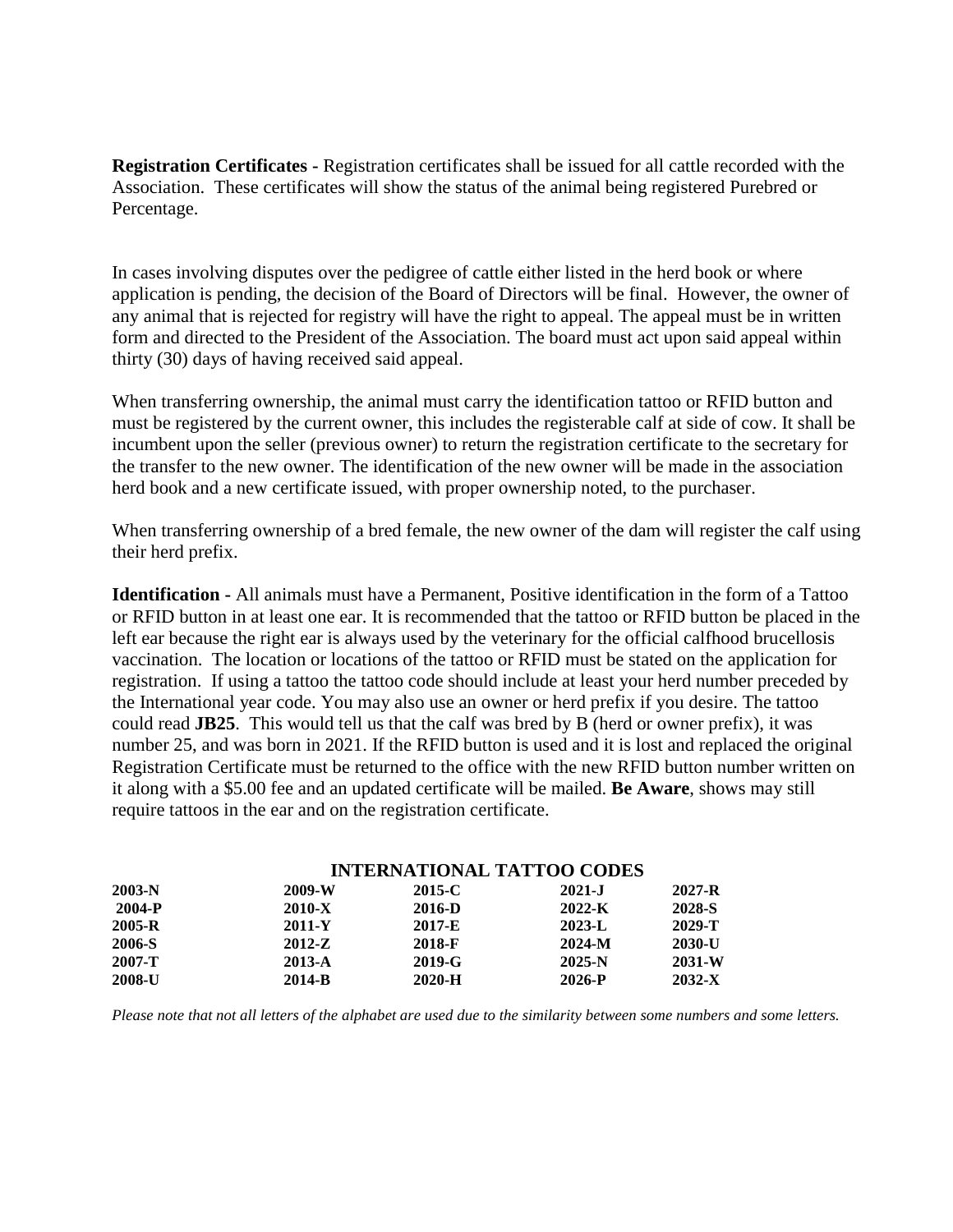**Registration Certificates -** Registration certificates shall be issued for all cattle recorded with the Association. These certificates will show the status of the animal being registered Purebred or Percentage.

In cases involving disputes over the pedigree of cattle either listed in the herd book or where application is pending, the decision of the Board of Directors will be final. However, the owner of any animal that is rejected for registry will have the right to appeal. The appeal must be in written form and directed to the President of the Association. The board must act upon said appeal within thirty (30) days of having received said appeal.

When transferring ownership, the animal must carry the identification tattoo or RFID button and must be registered by the current owner, this includes the registerable calf at side of cow. It shall be incumbent upon the seller (previous owner) to return the registration certificate to the secretary for the transfer to the new owner. The identification of the new owner will be made in the association herd book and a new certificate issued, with proper ownership noted, to the purchaser.

When transferring ownership of a bred female, the new owner of the dam will register the calf using their herd prefix.

**Identification -** All animals must have a Permanent, Positive identification in the form of a Tattoo or RFID button in at least one ear. It is recommended that the tattoo or RFID button be placed in the left ear because the right ear is always used by the veterinary for the official calfhood brucellosis vaccination. The location or locations of the tattoo or RFID must be stated on the application for registration. If using a tattoo the tattoo code should include at least your herd number preceded by the International year code. You may also use an owner or herd prefix if you desire. The tattoo could read **JB25**. This would tell us that the calf was bred by B (herd or owner prefix), it was number 25, and was born in 2021. If the RFID button is used and it is lost and replaced the original Registration Certificate must be returned to the office with the new RFID button number written on it along with a $5.00 fee and an updated certificate will be mailed. **Be Aware**, shows may still require tattoos in the ear and on the registration certificate.

**INTERNATIONAL TATTOO CODES**

| | | | | |
|---|---|---|---|---|
| **2003-N** | **2009-W** | **2015-C** | **2021-J** | **2027-R** |
| **2004-P** | **2010-X** | **2016-D** | **2022-K** | **2028-S** |
| **2005-R** | **2011-Y** | **2017-E** | **2023-L** | **2029-T** |
| **2006-S** | **2012-Z** | **2018-F** | **2024-M** | **2030-U** |
| **2007-T** | **2013-A** | **2019-G** | **2025-N** | **2031-W** |
| **2008-U** | **2014-B** | **2020-H** | **2026-P** | **2032-X** |

*Please note that not all letters of the alphabet are used due to the similarity between some numbers and some letters.*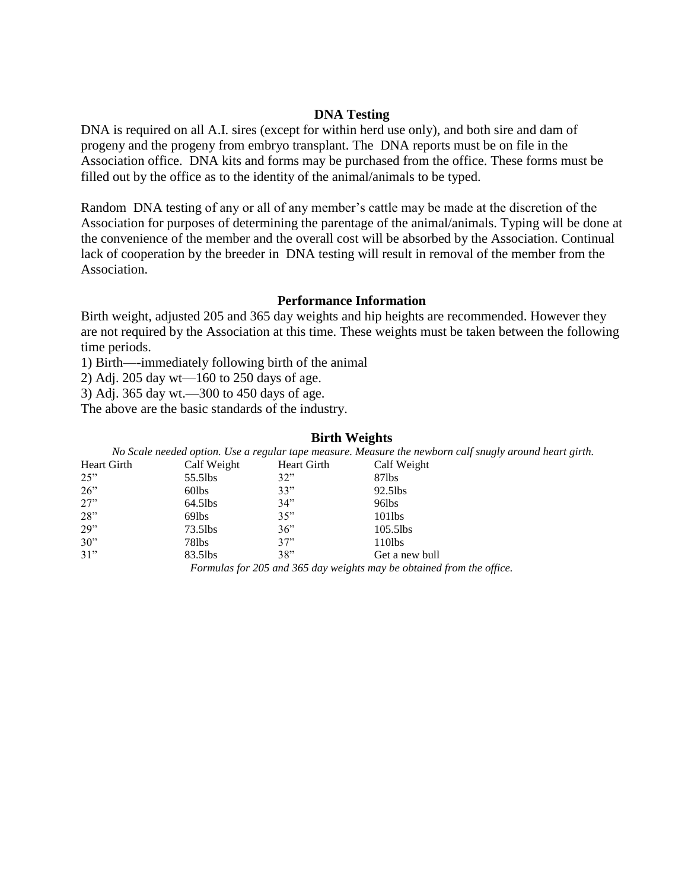## DNA Testing

DNA is required on all A.I. sires (except for within herd use only), and both sire and dam of progeny and the progeny from embryo transplant. The DNA reports must be on file in the Association office. DNA kits and forms may be purchased from the office. These forms must be filled out by the office as to the identity of the animal/animals to be typed.

Random DNA testing of any or all of any member's cattle may be made at the discretion of the Association for purposes of determining the parentage of the animal/animals. Typing will be done at the convenience of the member and the overall cost will be absorbed by the Association. Continual lack of cooperation by the breeder in DNA testing will result in removal of the member from the Association.

## Performance Information

Birth weight, adjusted 205 and 365 day weights and hip heights are recommended. However they are not required by the Association at this time. These weights must be taken between the following time periods.

1) Birth—-immediately following birth of the animal
2) Adj. 205 day wt—160 to 250 days of age.
3) Adj. 365 day wt.—300 to 450 days of age.

The above are the basic standards of the industry.

## Birth Weights

*No Scale needed option. Use a regular tape measure. Measure the newborn calf snugly around heart girth.*

| Heart Girth | Calf Weight | Heart Girth | Calf Weight |
|---|---|---|---|
| 25" | 55.5lbs | 32" | 87lbs |
| 26" | 60lbs | 33" | 92.5lbs |
| 27" | 64.5lbs | 34" | 96lbs |
| 28" | 69lbs | 35" | 101lbs |
| 29" | 73.5lbs | 36" | 105.5lbs |
| 30" | 78lbs | 37" | 110lbs |
| 31" | 83.5lbs | 38" | Get a new bull |

*Formulas for 205 and 365 day weights may be obtained from the office.*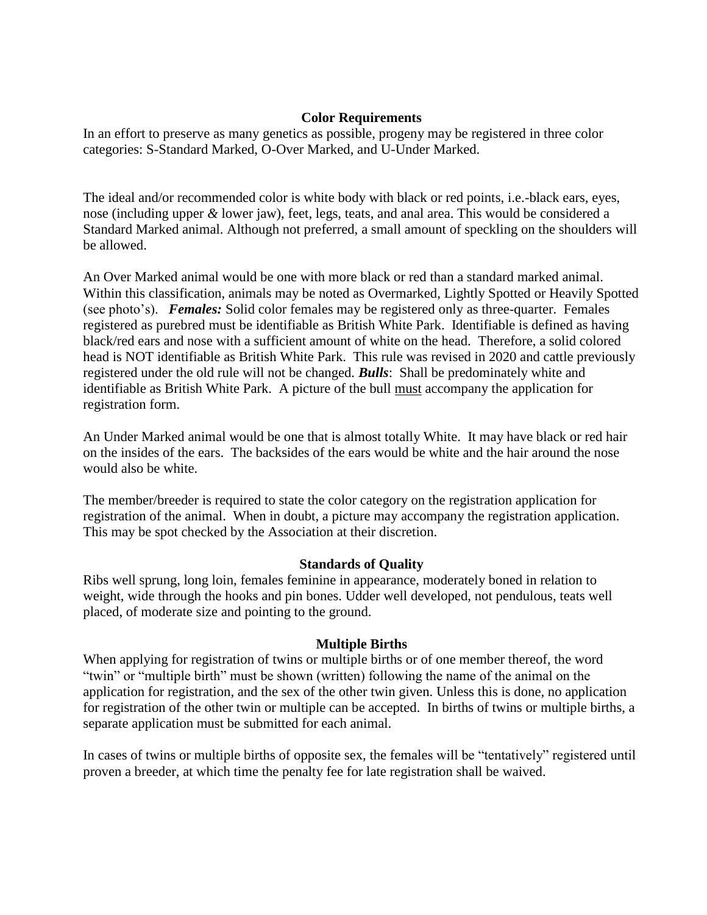## Color Requirements

In an effort to preserve as many genetics as possible, progeny may be registered in three color categories: S-Standard Marked, O-Over Marked, and U-Under Marked.

The ideal and/or recommended color is white body with black or red points, i.e.-black ears, eyes, nose (including upper & lower jaw), feet, legs, teats, and anal area. This would be considered a Standard Marked animal. Although not preferred, a small amount of speckling on the shoulders will be allowed.

An Over Marked animal would be one with more black or red than a standard marked animal. Within this classification, animals may be noted as Overmarked, Lightly Spotted or Heavily Spotted (see photo's). ***Females:*** Solid color females may be registered only as three-quarter. Females registered as purebred must be identifiable as British White Park. Identifiable is defined as having black/red ears and nose with a sufficient amount of white on the head. Therefore, a solid colored head is NOT identifiable as British White Park. This rule was revised in 2020 and cattle previously registered under the old rule will not be changed. ***Bulls***: Shall be predominately white and identifiable as British White Park. A picture of the bull <u>must</u> accompany the application for registration form.

An Under Marked animal would be one that is almost totally White. It may have black or red hair on the insides of the ears. The backsides of the ears would be white and the hair around the nose would also be white.

The member/breeder is required to state the color category on the registration application for registration of the animal. When in doubt, a picture may accompany the registration application. This may be spot checked by the Association at their discretion.

## Standards of Quality

Ribs well sprung, long loin, females feminine in appearance, moderately boned in relation to weight, wide through the hooks and pin bones. Udder well developed, not pendulous, teats well placed, of moderate size and pointing to the ground.

## Multiple Births

When applying for registration of twins or multiple births or of one member thereof, the word "twin" or "multiple birth" must be shown (written) following the name of the animal on the application for registration, and the sex of the other twin given. Unless this is done, no application for registration of the other twin or multiple can be accepted. In births of twins or multiple births, a separate application must be submitted for each animal.

In cases of twins or multiple births of opposite sex, the females will be "tentatively" registered until proven a breeder, at which time the penalty fee for late registration shall be waived.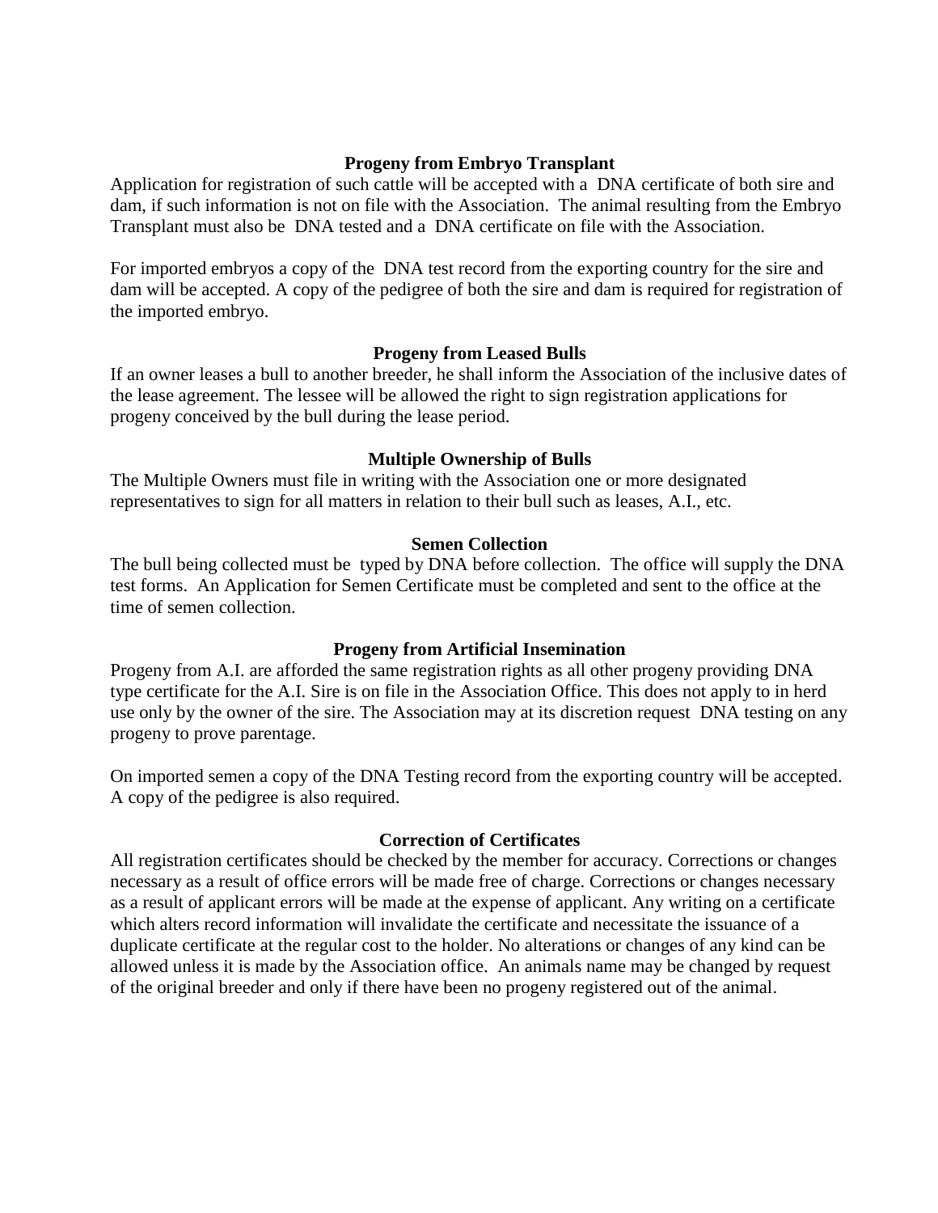### Progeny from Embryo Transplant

Application for registration of such cattle will be accepted with a DNA certificate of both sire and dam, if such information is not on file with the Association. The animal resulting from the Embryo Transplant must also be DNA tested and a DNA certificate on file with the Association.

For imported embryos a copy of the DNA test record from the exporting country for the sire and dam will be accepted. A copy of the pedigree of both the sire and dam is required for registration of the imported embryo.

### Progeny from Leased Bulls

If an owner leases a bull to another breeder, he shall inform the Association of the inclusive dates of the lease agreement. The lessee will be allowed the right to sign registration applications for progeny conceived by the bull during the lease period.

### Multiple Ownership of Bulls

The Multiple Owners must file in writing with the Association one or more designated representatives to sign for all matters in relation to their bull such as leases, A.I., etc.

### Semen Collection

The bull being collected must be typed by DNA before collection. The office will supply the DNA test forms. An Application for Semen Certificate must be completed and sent to the office at the time of semen collection.

### Progeny from Artificial Insemination

Progeny from A.I. are afforded the same registration rights as all other progeny providing DNA type certificate for the A.I. Sire is on file in the Association Office. This does not apply to in herd use only by the owner of the sire. The Association may at its discretion request DNA testing on any progeny to prove parentage.

On imported semen a copy of the DNA Testing record from the exporting country will be accepted. A copy of the pedigree is also required.

### Correction of Certificates

All registration certificates should be checked by the member for accuracy. Corrections or changes necessary as a result of office errors will be made free of charge. Corrections or changes necessary as a result of applicant errors will be made at the expense of applicant. Any writing on a certificate which alters record information will invalidate the certificate and necessitate the issuance of a duplicate certificate at the regular cost to the holder. No alterations or changes of any kind can be allowed unless it is made by the Association office. An animals name may be changed by request of the original breeder and only if there have been no progeny registered out of the animal.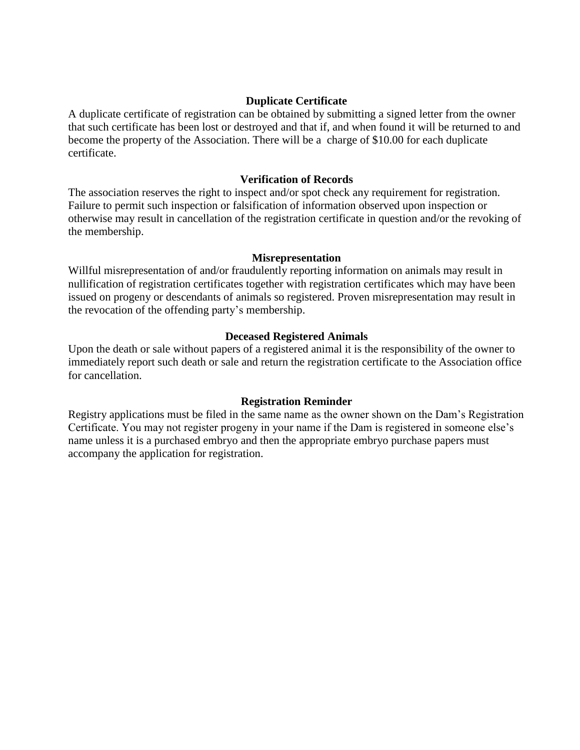## Duplicate Certificate

A duplicate certificate of registration can be obtained by submitting a signed letter from the owner that such certificate has been lost or destroyed and that if, and when found it will be returned to and become the property of the Association. There will be a charge of $10.00 for each duplicate certificate.

## Verification of Records

The association reserves the right to inspect and/or spot check any requirement for registration. Failure to permit such inspection or falsification of information observed upon inspection or otherwise may result in cancellation of the registration certificate in question and/or the revoking of the membership.

## Misrepresentation

Willful misrepresentation of and/or fraudulently reporting information on animals may result in nullification of registration certificates together with registration certificates which may have been issued on progeny or descendants of animals so registered. Proven misrepresentation may result in the revocation of the offending party's membership.

## Deceased Registered Animals

Upon the death or sale without papers of a registered animal it is the responsibility of the owner to immediately report such death or sale and return the registration certificate to the Association office for cancellation.

## Registration Reminder

Registry applications must be filed in the same name as the owner shown on the Dam's Registration Certificate. You may not register progeny in your name if the Dam is registered in someone else's name unless it is a purchased embryo and then the appropriate embryo purchase papers must accompany the application for registration.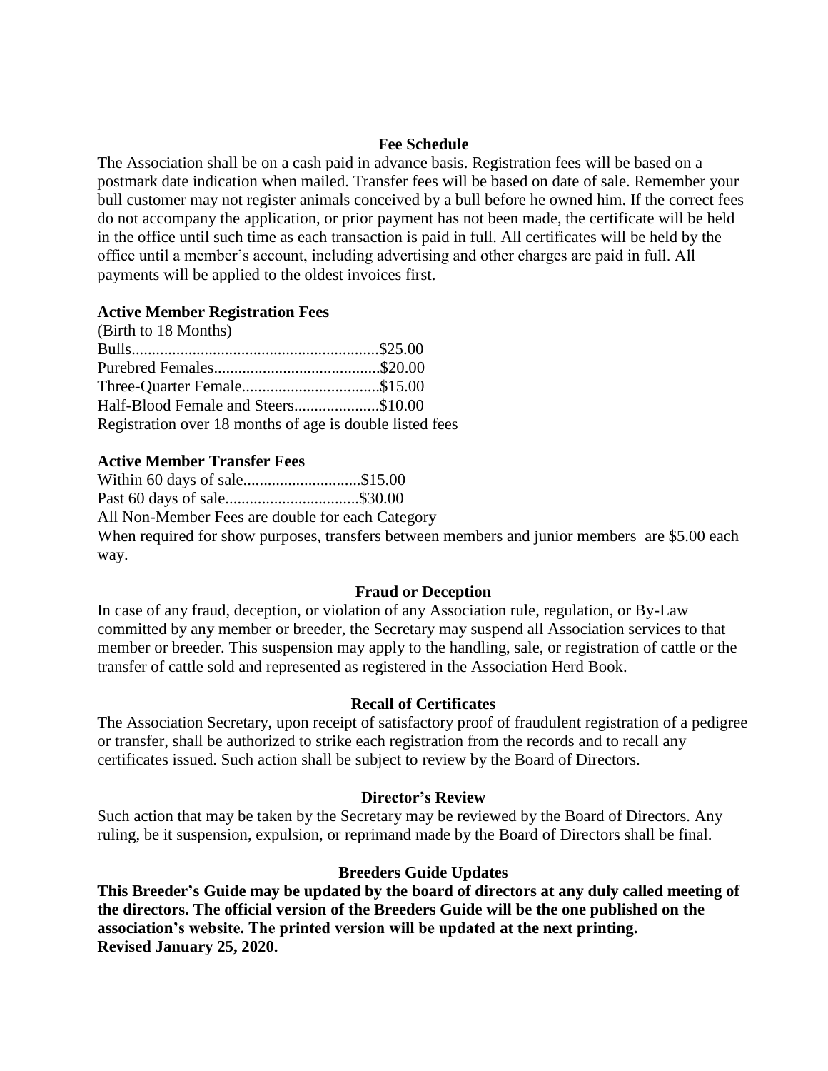## Fee Schedule

The Association shall be on a cash paid in advance basis. Registration fees will be based on a postmark date indication when mailed. Transfer fees will be based on date of sale. Remember your bull customer may not register animals conceived by a bull before he owned him. If the correct fees do not accompany the application, or prior payment has not been made, the certificate will be held in the office until such time as each transaction is paid in full. All certificates will be held by the office until a member's account, including advertising and other charges are paid in full. All payments will be applied to the oldest invoices first.

**Active Member Registration Fees**

(Birth to 18 Months)
Bulls............................................................$25.00
Purebred Females.........................................$20.00
Three-Quarter Female..................................$15.00
Half-Blood Female and Steers.....................$10.00
Registration over 18 months of age is double listed fees

**Active Member Transfer Fees**

Within 60 days of sale.............................$15.00
Past 60 days of sale.................................$30.00
All Non-Member Fees are double for each Category
When required for show purposes, transfers between members and junior members are $5.00 each way.

## Fraud or Deception

In case of any fraud, deception, or violation of any Association rule, regulation, or By-Law committed by any member or breeder, the Secretary may suspend all Association services to that member or breeder. This suspension may apply to the handling, sale, or registration of cattle or the transfer of cattle sold and represented as registered in the Association Herd Book.

## Recall of Certificates

The Association Secretary, upon receipt of satisfactory proof of fraudulent registration of a pedigree or transfer, shall be authorized to strike each registration from the records and to recall any certificates issued. Such action shall be subject to review by the Board of Directors.

## Director's Review

Such action that may be taken by the Secretary may be reviewed by the Board of Directors. Any ruling, be it suspension, expulsion, or reprimand made by the Board of Directors shall be final.

## Breeders Guide Updates

**This Breeder's Guide may be updated by the board of directors at any duly called meeting of the directors. The official version of the Breeders Guide will be the one published on the association's website. The printed version will be updated at the next printing.**
**Revised January 25, 2020.**